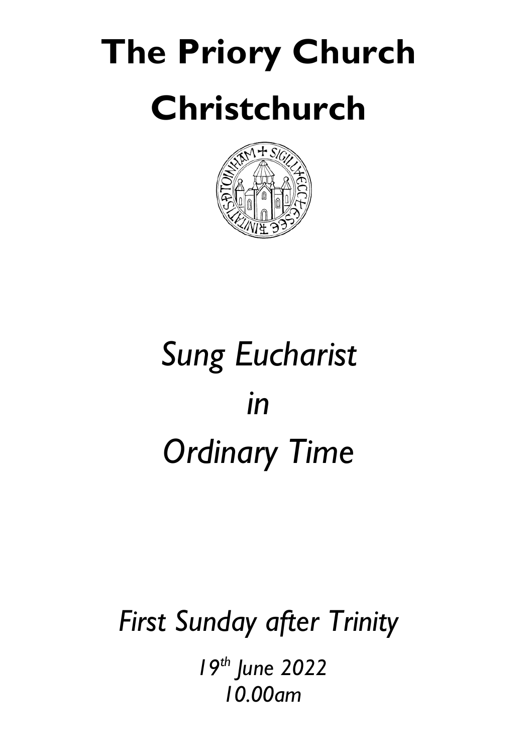# The Priory Church Christchurch

*Sung Eucharist*

*in*

*Ordinary Time*

*First Sunday after Trinity*

*19th June 2022*
*10.00am*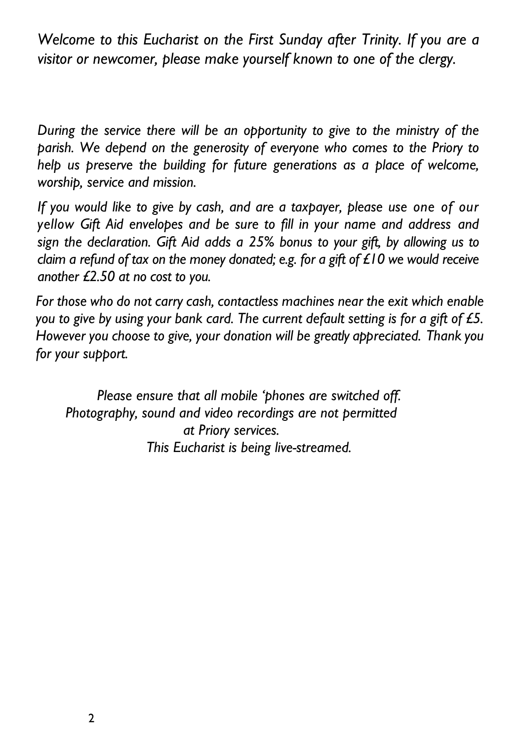*Welcome to this Eucharist on the First Sunday after Trinity. If you are a visitor or newcomer, please make yourself known to one of the clergy.*

*During the service there will be an opportunity to give to the ministry of the parish. We depend on the generosity of everyone who comes to the Priory to help us preserve the building for future generations as a place of welcome, worship, service and mission.*

*If you would like to give by cash, and are a taxpayer, please use one of our yellow Gift Aid envelopes and be sure to fill in your name and address and sign the declaration. Gift Aid adds a 25% bonus to your gift, by allowing us to claim a refund of tax on the money donated; e.g. for a gift of £10 we would receive another £2.50 at no cost to you.*

*For those who do not carry cash, contactless machines near the exit which enable you to give by using your bank card. The current default setting is for a gift of £5. However you choose to give, your donation will be greatly appreciated. Thank you for your support.*

*Please ensure that all mobile 'phones are switched off.*
*Photography, sound and video recordings are not permitted at Priory services.*
*This Eucharist is being live-streamed.*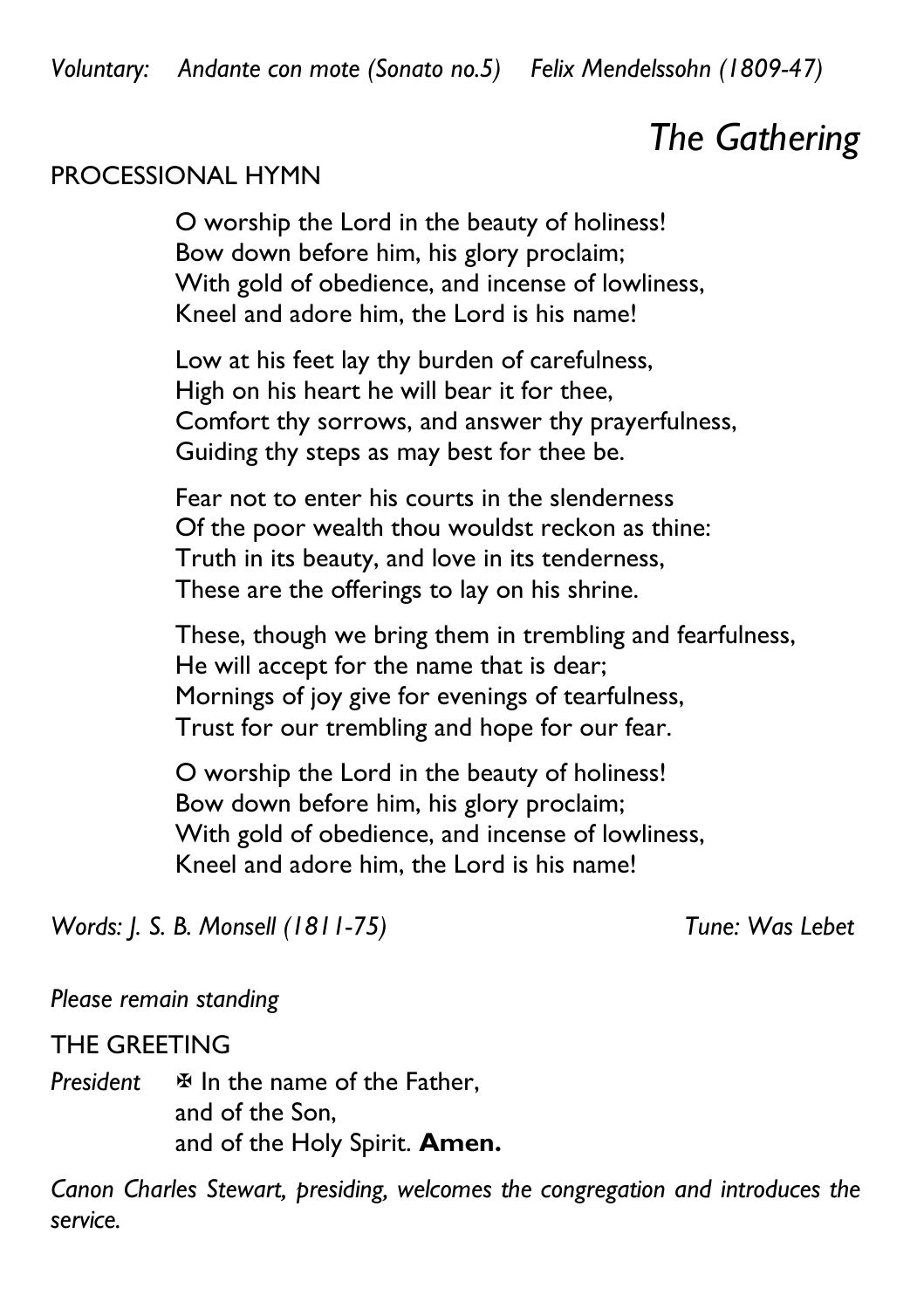*Voluntary: Andante con mote (Sonato no.5) Felix Mendelssohn (1809-47)*

## *The Gathering*

PROCESSIONAL HYMN

O worship the Lord in the beauty of holiness!
Bow down before him, his glory proclaim;
With gold of obedience, and incense of lowliness,
Kneel and adore him, the Lord is his name!

Low at his feet lay thy burden of carefulness,
High on his heart he will bear it for thee,
Comfort thy sorrows, and answer thy prayerfulness,
Guiding thy steps as may best for thee be.

Fear not to enter his courts in the slenderness
Of the poor wealth thou wouldst reckon as thine:
Truth in its beauty, and love in its tenderness,
These are the offerings to lay on his shrine.

These, though we bring them in trembling and fearfulness,
He will accept for the name that is dear;
Mornings of joy give for evenings of tearfulness,
Trust for our trembling and hope for our fear.

O worship the Lord in the beauty of holiness!
Bow down before him, his glory proclaim;
With gold of obedience, and incense of lowliness,
Kneel and adore him, the Lord is his name!

*Words: J. S. B. Monsell (1811-75)* *Tune: Was Lebet*

*Please remain standing*

THE GREETING

*President* ✠ In the name of the Father,
and of the Son,
and of the Holy Spirit. **Amen.**

*Canon Charles Stewart, presiding, welcomes the congregation and introduces the service.*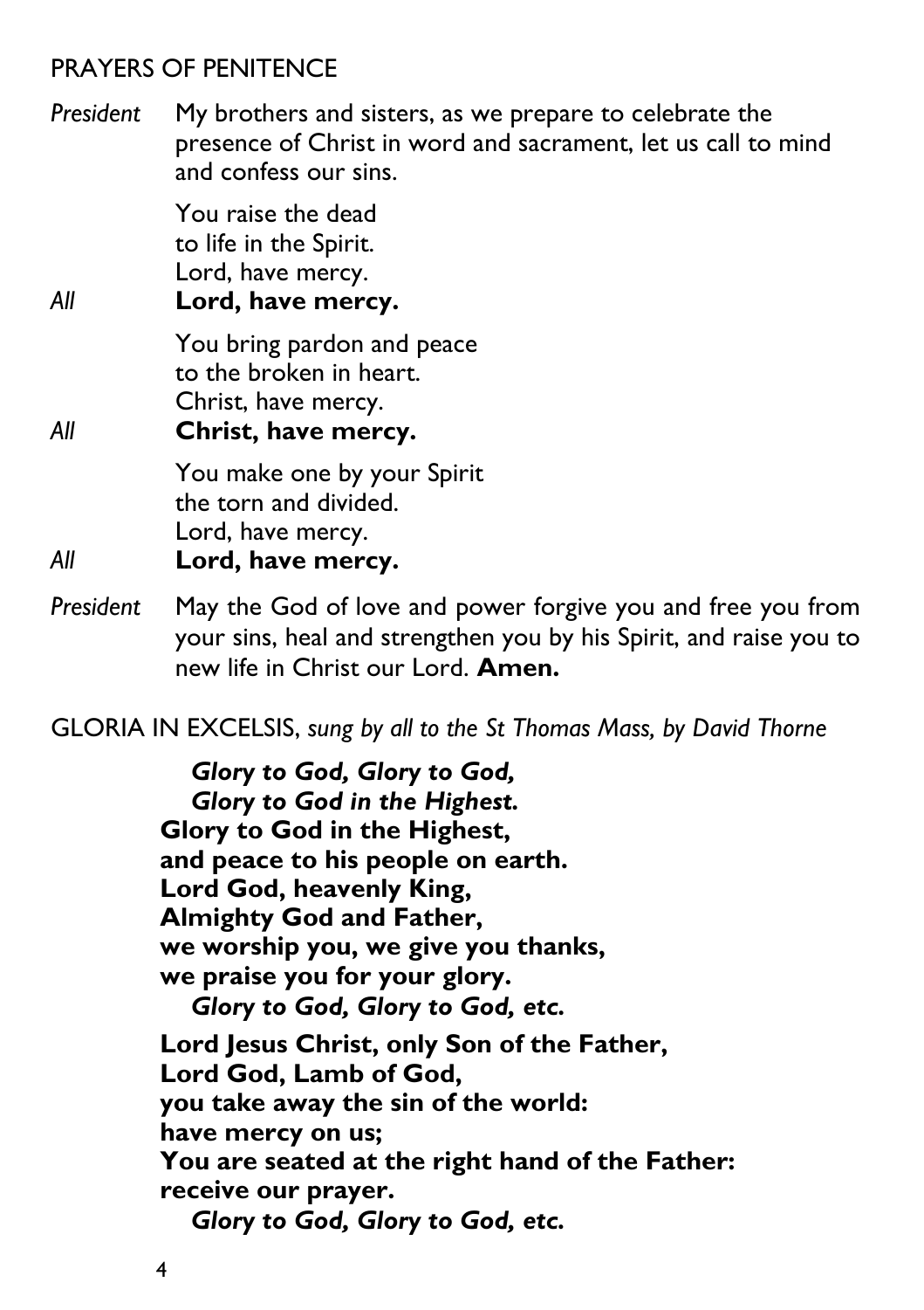## PRAYERS OF PENITENCE

*President* My brothers and sisters, as we prepare to celebrate the presence of Christ in word and sacrament, let us call to mind and confess our sins.

You raise the dead
to life in the Spirit.
Lord, have mercy.

*All* **Lord, have mercy.**

You bring pardon and peace
to the broken in heart.
Christ, have mercy.

*All* **Christ, have mercy.**

You make one by your Spirit
the torn and divided.
Lord, have mercy.

*All* **Lord, have mercy.**

*President* May the God of love and power forgive you and free you from your sins, heal and strengthen you by his Spirit, and raise you to new life in Christ our Lord. **Amen.**

## GLORIA IN EXCELSIS, *sung by all to the St Thomas Mass, by David Thorne*

***Glory to God, Glory to God,***
***Glory to God in the Highest.***
**Glory to God in the Highest,**
**and peace to his people on earth.**
**Lord God, heavenly King,**
**Almighty God and Father,**
**we worship you, we give you thanks,**
**we praise you for your glory.**
***Glory to God, Glory to God, etc.***

**Lord Jesus Christ, only Son of the Father,**
**Lord God, Lamb of God,**
**you take away the sin of the world:**
**have mercy on us;**
**You are seated at the right hand of the Father:**
**receive our prayer.**
***Glory to God, Glory to God, etc.***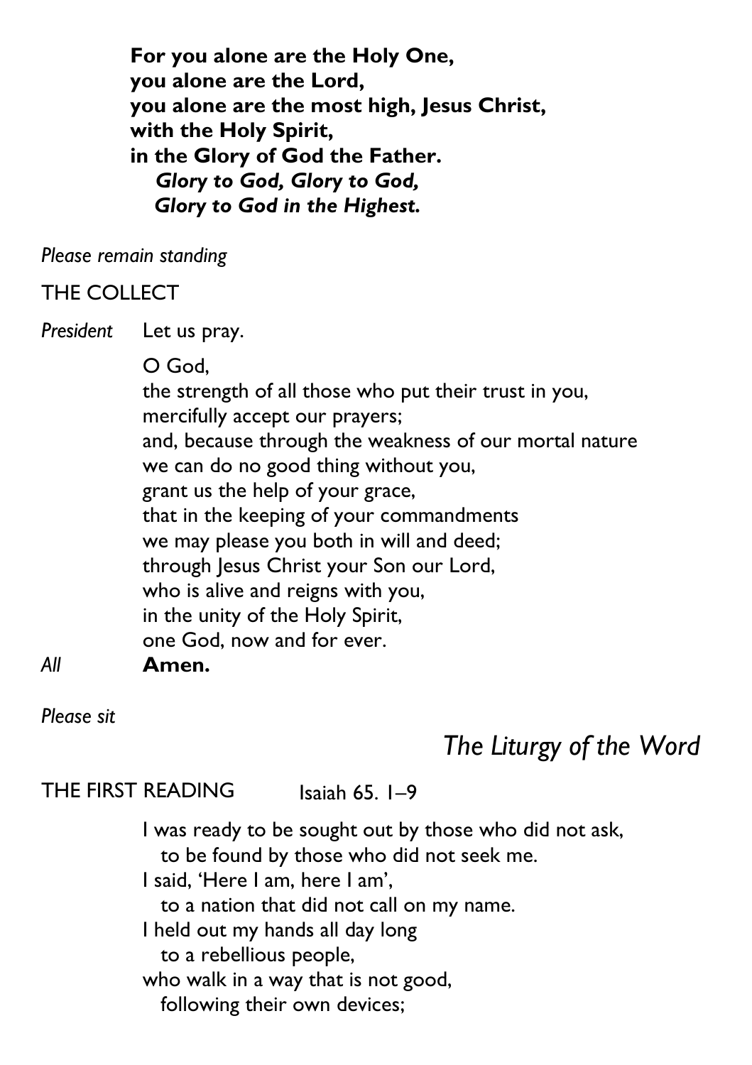**For you alone are the Holy One,**
**you alone are the Lord,**
**you alone are the most high, Jesus Christ,**
**with the Holy Spirit,**
**in the Glory of God the Father.**
***Glory to God, Glory to God,***
***Glory to God in the Highest.***

*Please remain standing*

THE COLLECT

*President* Let us pray.

O God,
the strength of all those who put their trust in you,
mercifully accept our prayers;
and, because through the weakness of our mortal nature
we can do no good thing without you,
grant us the help of your grace,
that in the keeping of your commandments
we may please you both in will and deed;
through Jesus Christ your Son our Lord,
who is alive and reigns with you,
in the unity of the Holy Spirit,
one God, now and for ever.

*All* **Amen.**

*Please sit*

## *The Liturgy of the Word*

THE FIRST READING Isaiah 65. 1–9

I was ready to be sought out by those who did not ask,
to be found by those who did not seek me.
I said, 'Here I am, here I am',
to a nation that did not call on my name.
I held out my hands all day long
to a rebellious people,
who walk in a way that is not good,
following their own devices;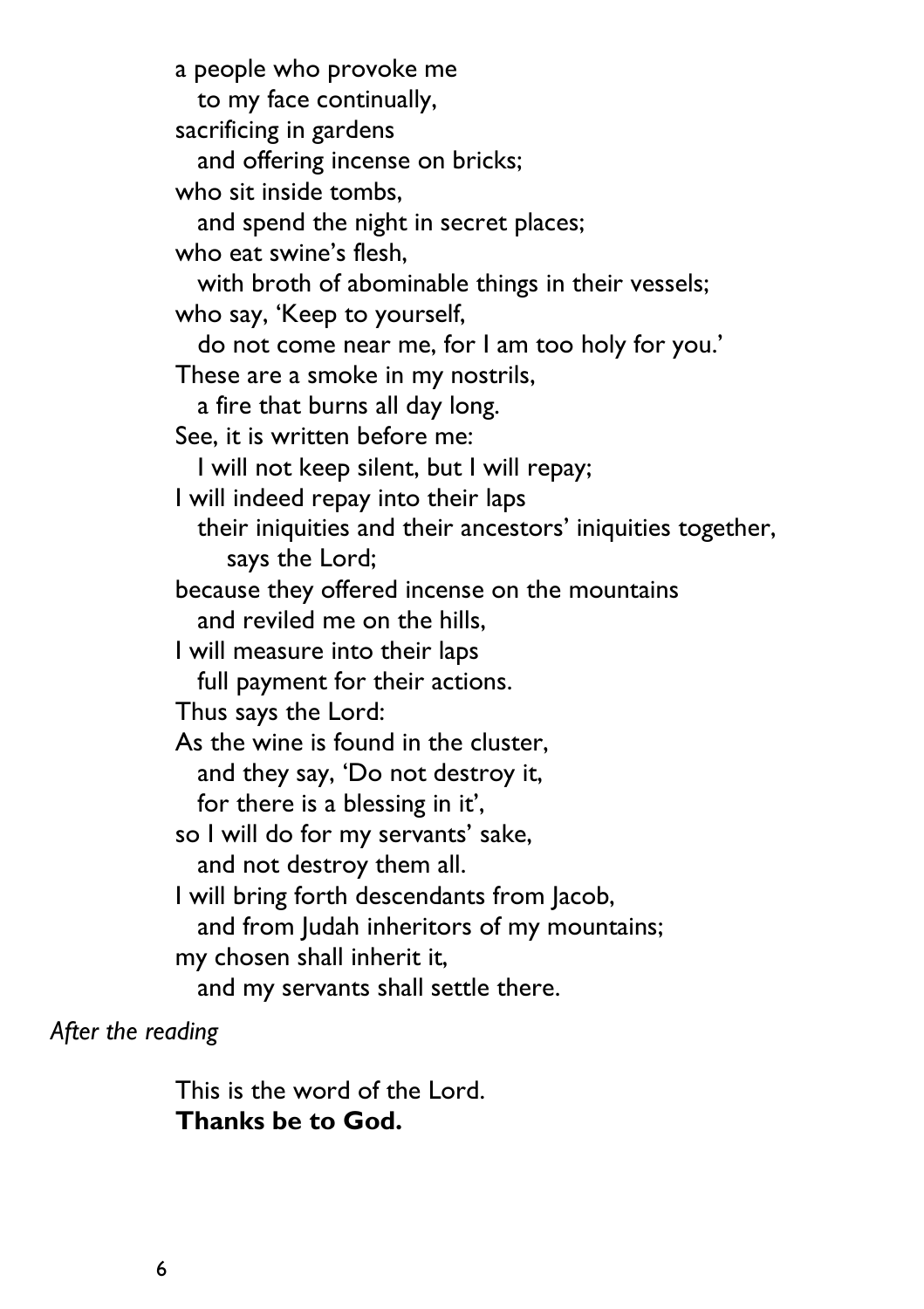a people who provoke me
  to my face continually,
sacrificing in gardens
  and offering incense on bricks;
who sit inside tombs,
  and spend the night in secret places;
who eat swine's flesh,
  with broth of abominable things in their vessels;
who say, 'Keep to yourself,
  do not come near me, for I am too holy for you.'
These are a smoke in my nostrils,
  a fire that burns all day long.
See, it is written before me:
  I will not keep silent, but I will repay;
I will indeed repay into their laps
  their iniquities and their ancestors' iniquities together,
    says the Lord;
because they offered incense on the mountains
  and reviled me on the hills,
I will measure into their laps
  full payment for their actions.
Thus says the Lord:
As the wine is found in the cluster,
  and they say, 'Do not destroy it,
  for there is a blessing in it',
so I will do for my servants' sake,
  and not destroy them all.
I will bring forth descendants from Jacob,
  and from Judah inheritors of my mountains;
my chosen shall inherit it,
  and my servants shall settle there.

*After the reading*

This is the word of the Lord.
**Thanks be to God.**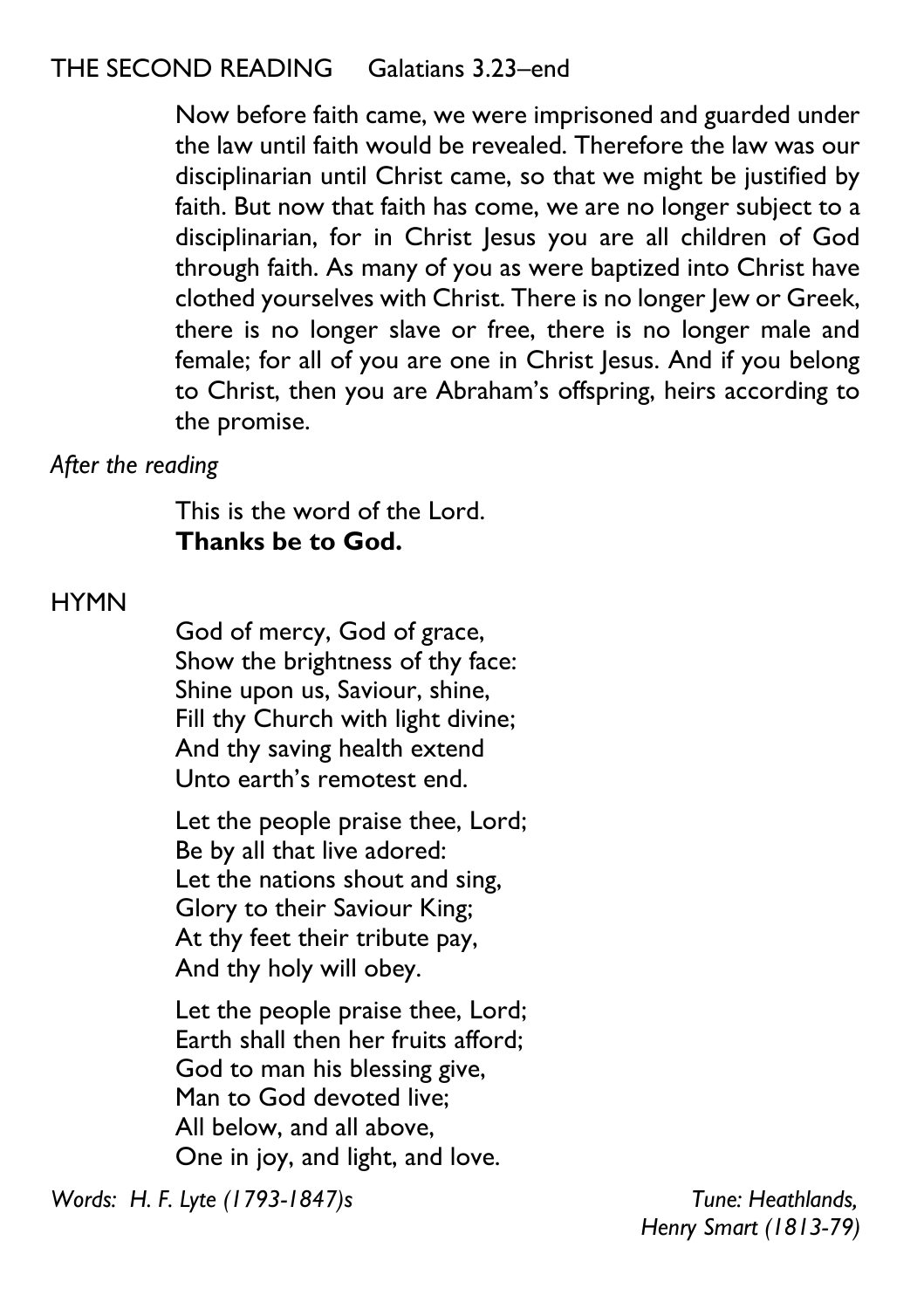## THE SECOND READING Galatians 3.23–end

Now before faith came, we were imprisoned and guarded under the law until faith would be revealed. Therefore the law was our disciplinarian until Christ came, so that we might be justified by faith. But now that faith has come, we are no longer subject to a disciplinarian, for in Christ Jesus you are all children of God through faith. As many of you as were baptized into Christ have clothed yourselves with Christ. There is no longer Jew or Greek, there is no longer slave or free, there is no longer male and female; for all of you are one in Christ Jesus. And if you belong to Christ, then you are Abraham's offspring, heirs according to the promise.

*After the reading*

This is the word of the Lord.
**Thanks be to God.**

## HYMN

God of mercy, God of grace,
Show the brightness of thy face:
Shine upon us, Saviour, shine,
Fill thy Church with light divine;
And thy saving health extend
Unto earth's remotest end.

Let the people praise thee, Lord;
Be by all that live adored:
Let the nations shout and sing,
Glory to their Saviour King;
At thy feet their tribute pay,
And thy holy will obey.

Let the people praise thee, Lord;
Earth shall then her fruits afford;
God to man his blessing give,
Man to God devoted live;
All below, and all above,
One in joy, and light, and love.

*Words: H. F. Lyte (1793-1847)s* *Tune: Heathlands, Henry Smart (1813-79)*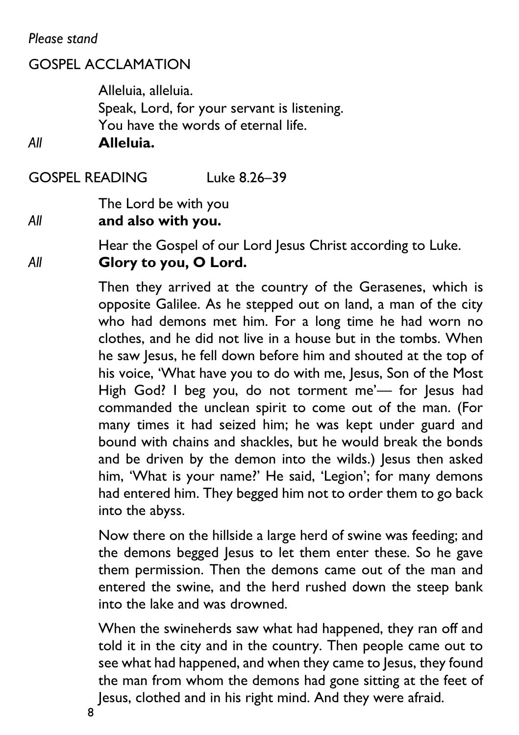*Please stand*

GOSPEL ACCLAMATION

Alleluia, alleluia.
Speak, Lord, for your servant is listening.
You have the words of eternal life.

*All* **Alleluia.**

GOSPEL READING Luke 8.26–39

The Lord be with you

*All* **and also with you.**

Hear the Gospel of our Lord Jesus Christ according to Luke.

*All* **Glory to you, O Lord.**

Then they arrived at the country of the Gerasenes, which is opposite Galilee. As he stepped out on land, a man of the city who had demons met him. For a long time he had worn no clothes, and he did not live in a house but in the tombs. When he saw Jesus, he fell down before him and shouted at the top of his voice, 'What have you to do with me, Jesus, Son of the Most High God? I beg you, do not torment me'— for Jesus had commanded the unclean spirit to come out of the man. (For many times it had seized him; he was kept under guard and bound with chains and shackles, but he would break the bonds and be driven by the demon into the wilds.) Jesus then asked him, 'What is your name?' He said, 'Legion'; for many demons had entered him. They begged him not to order them to go back into the abyss.

Now there on the hillside a large herd of swine was feeding; and the demons begged Jesus to let them enter these. So he gave them permission. Then the demons came out of the man and entered the swine, and the herd rushed down the steep bank into the lake and was drowned.

When the swineherds saw what had happened, they ran off and told it in the city and in the country. Then people came out to see what had happened, and when they came to Jesus, they found the man from whom the demons had gone sitting at the feet of Jesus, clothed and in his right mind. And they were afraid.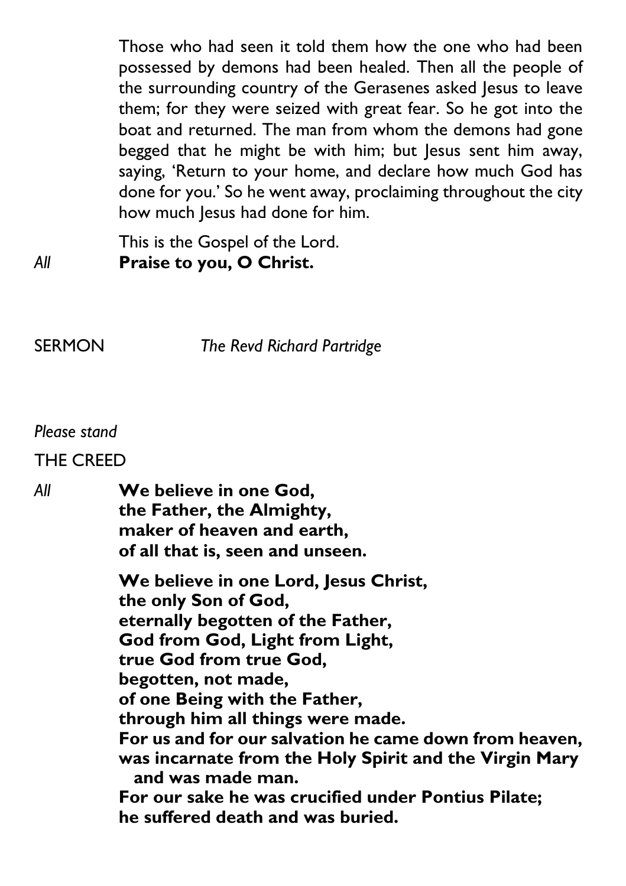Those who had seen it told them how the one who had been possessed by demons had been healed. Then all the people of the surrounding country of the Gerasenes asked Jesus to leave them; for they were seized with great fear. So he got into the boat and returned. The man from whom the demons had gone begged that he might be with him; but Jesus sent him away, saying, 'Return to your home, and declare how much God has done for you.' So he went away, proclaiming throughout the city how much Jesus had done for him.

This is the Gospel of the Lord.

*All* **Praise to you, O Christ.**

SERMON *The Revd Richard Partridge*

*Please stand*

THE CREED

*All* **We believe in one God,**
**the Father, the Almighty,**
**maker of heaven and earth,**
**of all that is, seen and unseen.**

**We believe in one Lord, Jesus Christ,**
**the only Son of God,**
**eternally begotten of the Father,**
**God from God, Light from Light,**
**true God from true God,**
**begotten, not made,**
**of one Being with the Father,**
**through him all things were made.**
**For us and for our salvation he came down from heaven,**
**was incarnate from the Holy Spirit and the Virgin Mary**
**and was made man.**
**For our sake he was crucified under Pontius Pilate;**
**he suffered death and was buried.**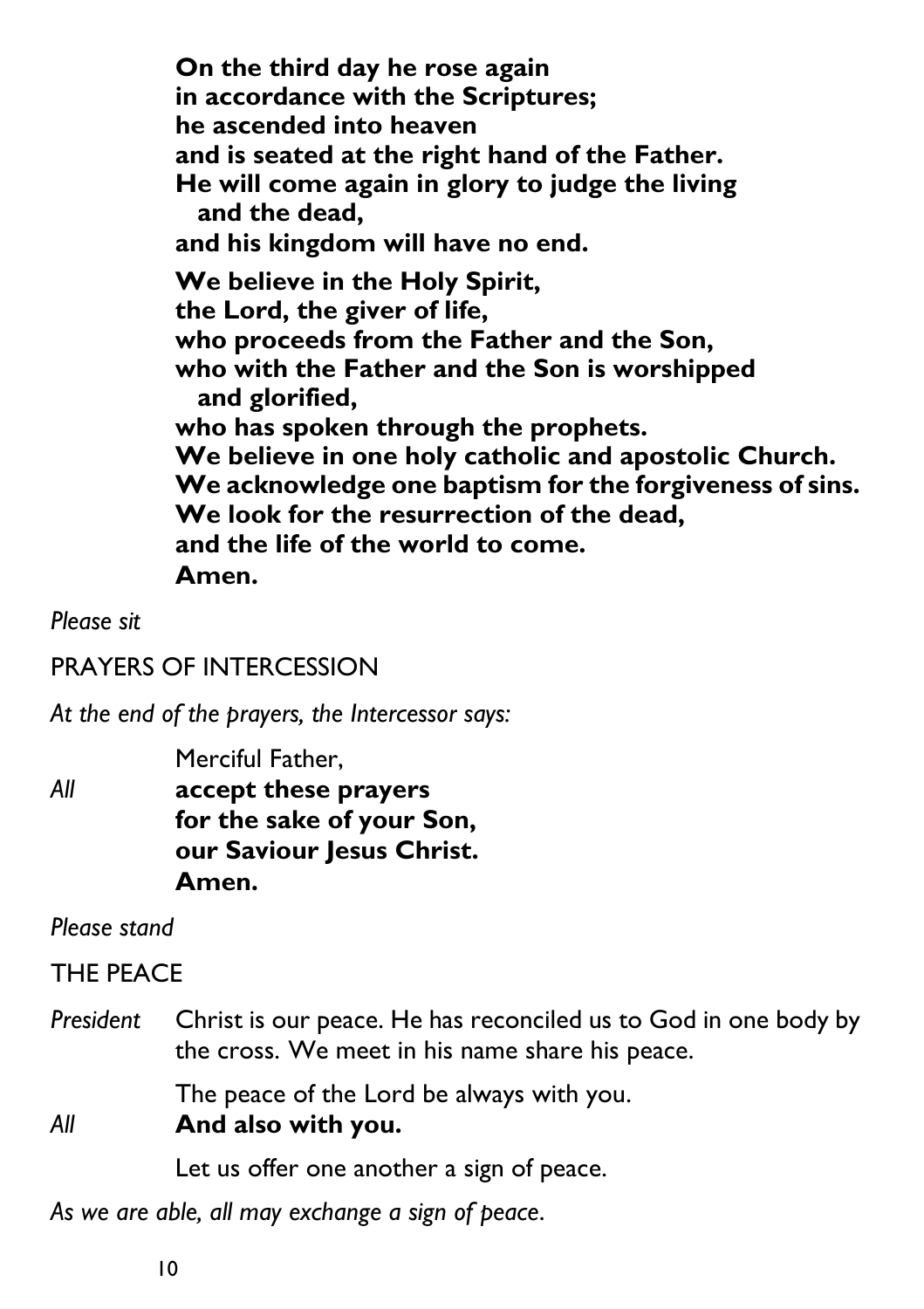**On the third day he rose again**
**in accordance with the Scriptures;**
**he ascended into heaven**
**and is seated at the right hand of the Father.**
**He will come again in glory to judge the living and the dead,**
**and his kingdom will have no end.**

**We believe in the Holy Spirit,**
**the Lord, the giver of life,**
**who proceeds from the Father and the Son,**
**who with the Father and the Son is worshipped and glorified,**
**who has spoken through the prophets.**
**We believe in one holy catholic and apostolic Church.**
**We acknowledge one baptism for the forgiveness of sins.**
**We look for the resurrection of the dead,**
**and the life of the world to come.**
**Amen.**

*Please sit*

PRAYERS OF INTERCESSION

*At the end of the prayers, the Intercessor says:*

Merciful Father,

*All* **accept these prayers**
**for the sake of your Son,**
**our Saviour Jesus Christ.**
**Amen.**

*Please stand*

THE PEACE

*President* Christ is our peace. He has reconciled us to God in one body by the cross. We meet in his name share his peace.

The peace of the Lord be always with you.

*All* **And also with you.**

Let us offer one another a sign of peace.

*As we are able, all may exchange a sign of peace.*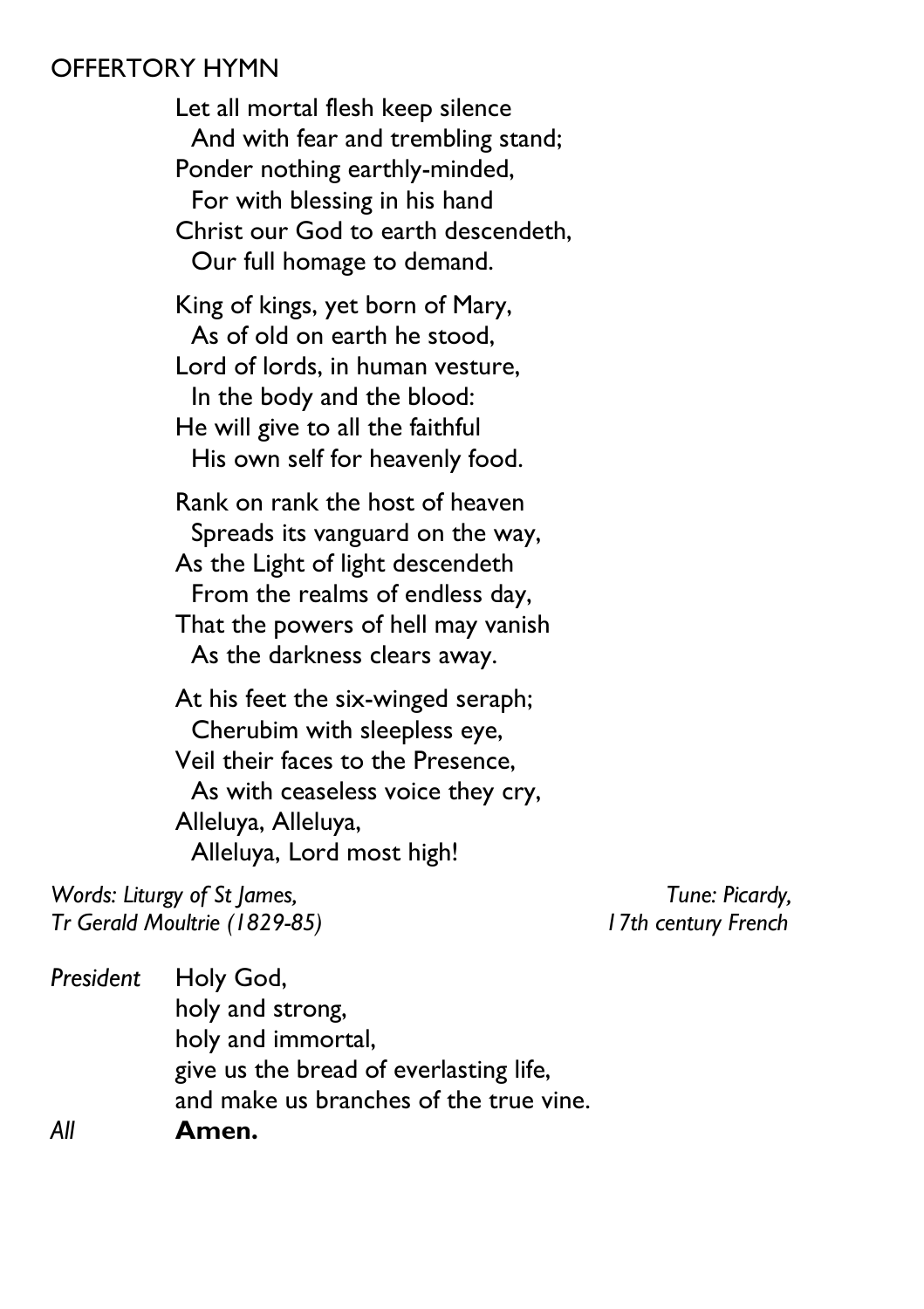## OFFERTORY HYMN

Let all mortal flesh keep silence
  And with fear and trembling stand;
Ponder nothing earthly-minded,
  For with blessing in his hand
Christ our God to earth descendeth,
  Our full homage to demand.

King of kings, yet born of Mary,
  As of old on earth he stood,
Lord of lords, in human vesture,
  In the body and the blood:
He will give to all the faithful
  His own self for heavenly food.

Rank on rank the host of heaven
  Spreads its vanguard on the way,
As the Light of light descendeth
  From the realms of endless day,
That the powers of hell may vanish
  As the darkness clears away.

At his feet the six-winged seraph;
  Cherubim with sleepless eye,
Veil their faces to the Presence,
  As with ceaseless voice they cry,
Alleluya, Alleluya,
  Alleluya, Lord most high!

*Words: Liturgy of St James,*
*Tr Gerald Moultrie (1829-85)*

*Tune: Picardy,*
*17th century French*

*President* Holy God,
holy and strong,
holy and immortal,
give us the bread of everlasting life,
and make us branches of the true vine.

*All* **Amen.**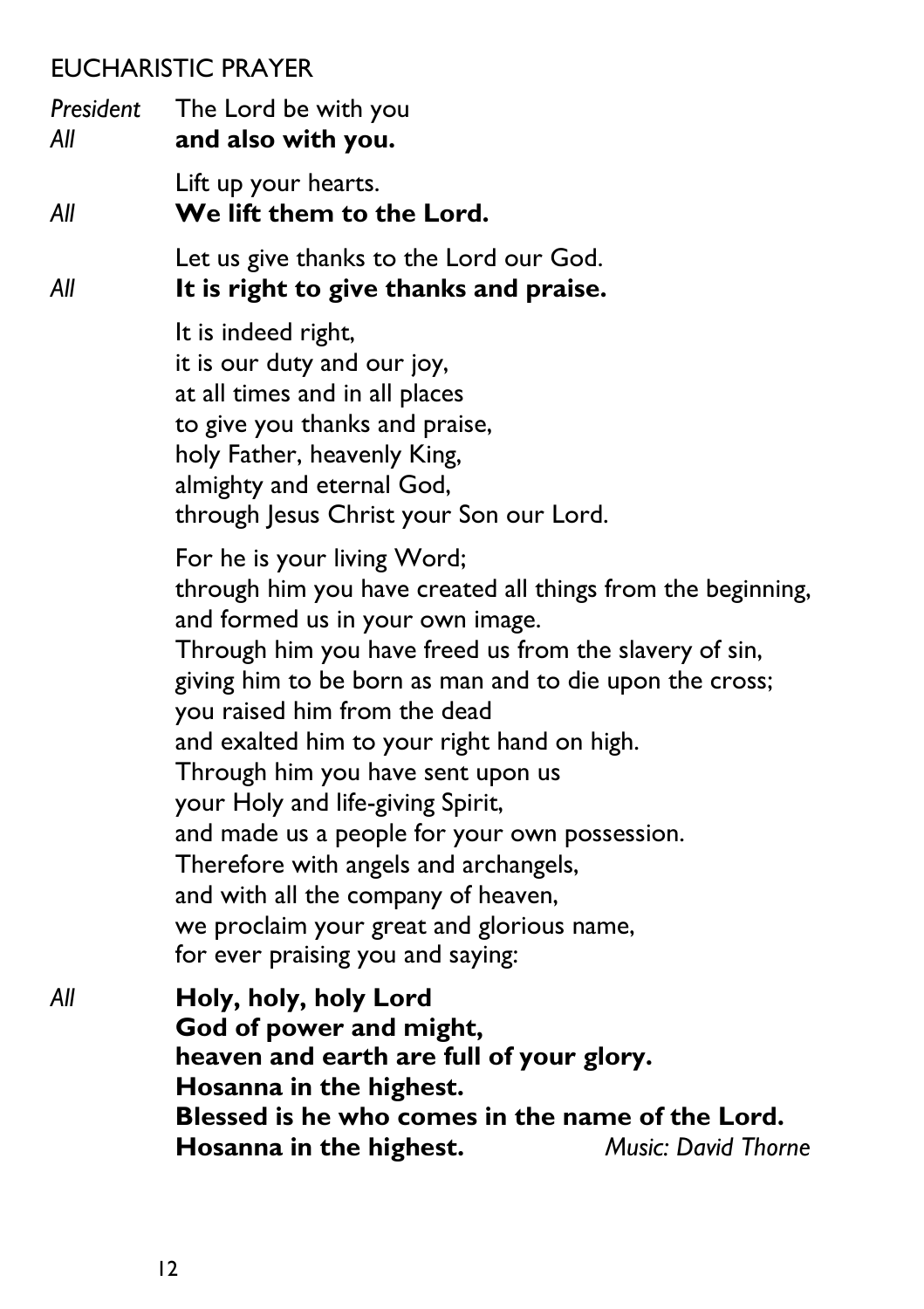## EUCHARISTIC PRAYER

*President* The Lord be with you
*All* **and also with you.**

Lift up your hearts.
*All* **We lift them to the Lord.**

Let us give thanks to the Lord our God.
*All* **It is right to give thanks and praise.**

It is indeed right,
it is our duty and our joy,
at all times and in all places
to give you thanks and praise,
holy Father, heavenly King,
almighty and eternal God,
through Jesus Christ your Son our Lord.

For he is your living Word;
through him you have created all things from the beginning,
and formed us in your own image.
Through him you have freed us from the slavery of sin,
giving him to be born as man and to die upon the cross;
you raised him from the dead
and exalted him to your right hand on high.
Through him you have sent upon us
your Holy and life-giving Spirit,
and made us a people for your own possession.
Therefore with angels and archangels,
and with all the company of heaven,
we proclaim your great and glorious name,
for ever praising you and saying:

*All* **Holy, holy, holy Lord**
**God of power and might,**
**heaven and earth are full of your glory.**
**Hosanna in the highest.**
**Blessed is he who comes in the name of the Lord.**
**Hosanna in the highest.** *Music: David Thorne*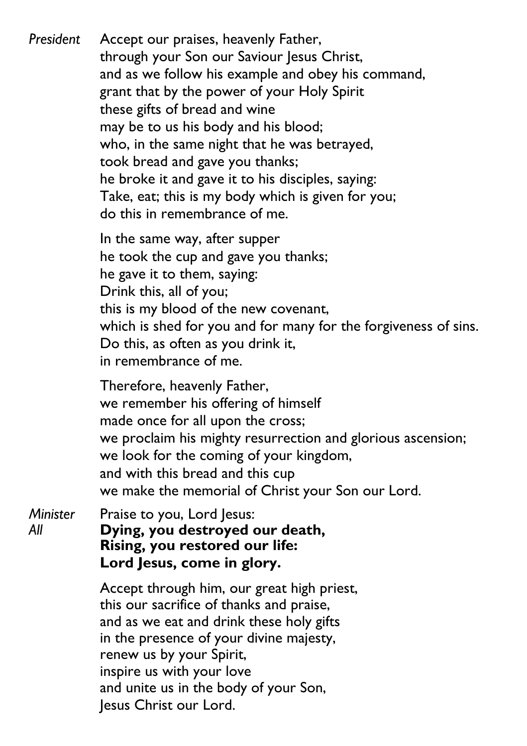*President* Accept our praises, heavenly Father,
through your Son our Saviour Jesus Christ,
and as we follow his example and obey his command,
grant that by the power of your Holy Spirit
these gifts of bread and wine
may be to us his body and his blood;
who, in the same night that he was betrayed,
took bread and gave you thanks;
he broke it and gave it to his disciples, saying:
Take, eat; this is my body which is given for you;
do this in remembrance of me.

In the same way, after supper
he took the cup and gave you thanks;
he gave it to them, saying:
Drink this, all of you;
this is my blood of the new covenant,
which is shed for you and for many for the forgiveness of sins.
Do this, as often as you drink it,
in remembrance of me.

Therefore, heavenly Father,
we remember his offering of himself
made once for all upon the cross;
we proclaim his mighty resurrection and glorious ascension;
we look for the coming of your kingdom,
and with this bread and this cup
we make the memorial of Christ your Son our Lord.

*Minister* Praise to you, Lord Jesus:
*All* **Dying, you destroyed our death,**
**Rising, you restored our life:**
**Lord Jesus, come in glory.**

Accept through him, our great high priest,
this our sacrifice of thanks and praise,
and as we eat and drink these holy gifts
in the presence of your divine majesty,
renew us by your Spirit,
inspire us with your love
and unite us in the body of your Son,
Jesus Christ our Lord.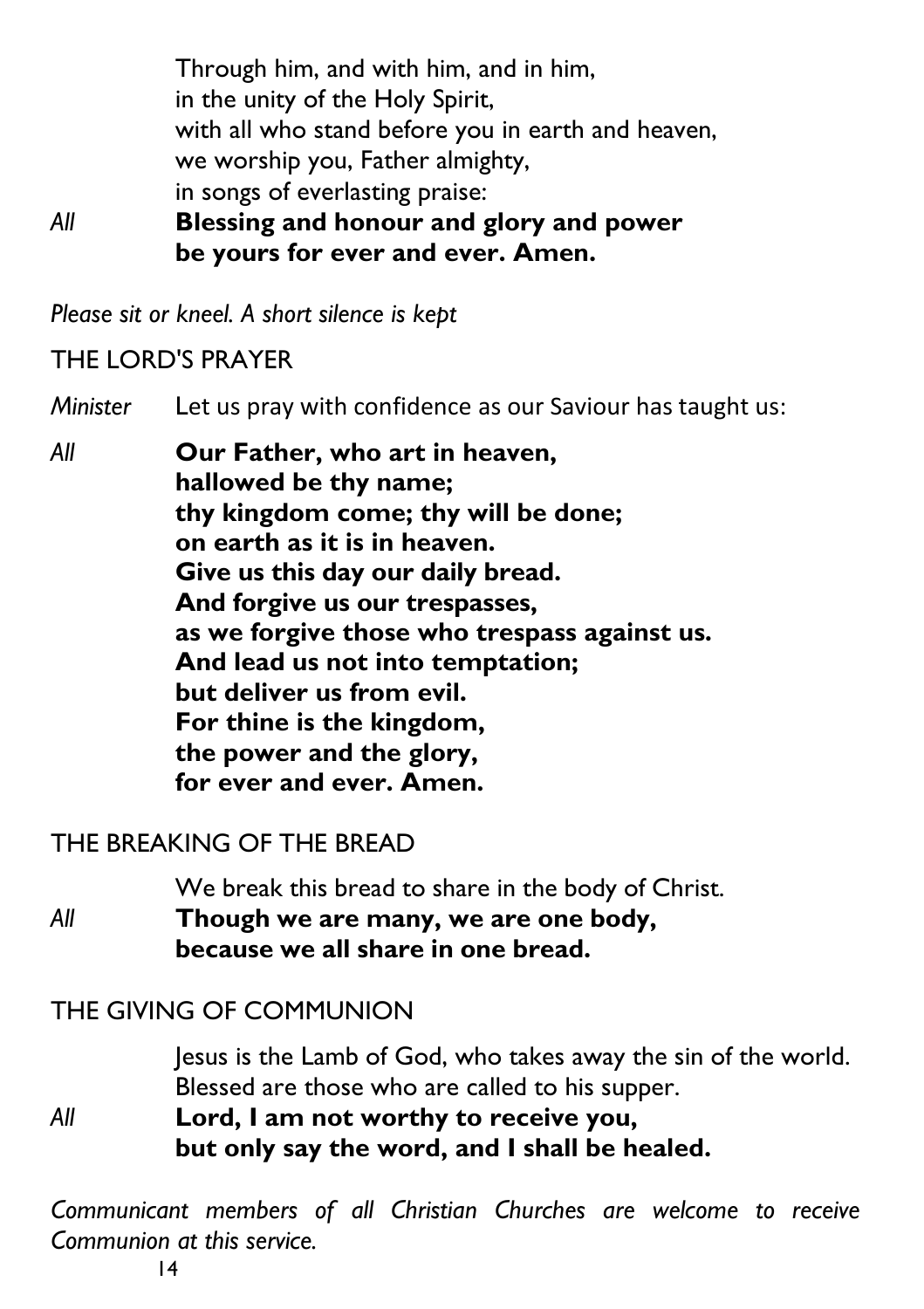Through him, and with him, and in him,
in the unity of the Holy Spirit,
with all who stand before you in earth and heaven,
we worship you, Father almighty,
in songs of everlasting praise:

*All* **Blessing and honour and glory and power**
**be yours for ever and ever. Amen.**

*Please sit or kneel. A short silence is kept*

## THE LORD'S PRAYER

*Minister* Let us pray with confidence as our Saviour has taught us:

*All* **Our Father, who art in heaven,**
**hallowed be thy name;**
**thy kingdom come; thy will be done;**
**on earth as it is in heaven.**
**Give us this day our daily bread.**
**And forgive us our trespasses,**
**as we forgive those who trespass against us.**
**And lead us not into temptation;**
**but deliver us from evil.**
**For thine is the kingdom,**
**the power and the glory,**
**for ever and ever. Amen.**

## THE BREAKING OF THE BREAD

We break this bread to share in the body of Christ.

*All* **Though we are many, we are one body,**
**because we all share in one bread.**

## THE GIVING OF COMMUNION

Jesus is the Lamb of God, who takes away the sin of the world.
Blessed are those who are called to his supper.

*All* **Lord, I am not worthy to receive you,**
**but only say the word, and I shall be healed.**

*Communicant members of all Christian Churches are welcome to receive Communion at this service.*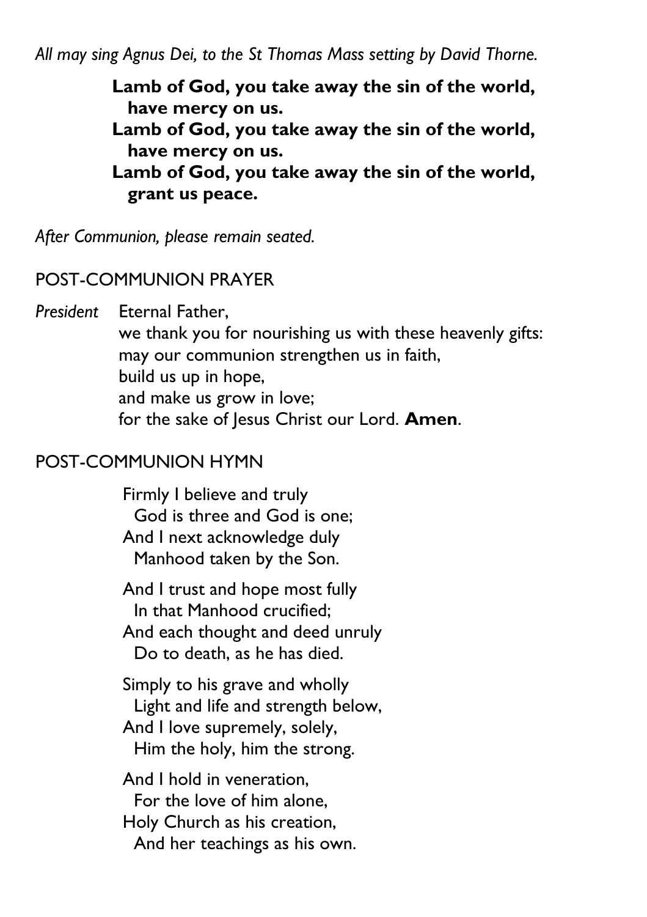*All may sing Agnus Dei, to the St Thomas Mass setting by David Thorne.*

**Lamb of God, you take away the sin of the world,**
**have mercy on us.**
**Lamb of God, you take away the sin of the world,**
**have mercy on us.**
**Lamb of God, you take away the sin of the world,**
**grant us peace.**

*After Communion, please remain seated.*

## POST-COMMUNION PRAYER

*President* Eternal Father,
we thank you for nourishing us with these heavenly gifts:
may our communion strengthen us in faith,
build us up in hope,
and make us grow in love;
for the sake of Jesus Christ our Lord. **Amen**.

## POST-COMMUNION HYMN

Firmly I believe and truly
God is three and God is one;
And I next acknowledge duly
Manhood taken by the Son.

And I trust and hope most fully
In that Manhood crucified;
And each thought and deed unruly
Do to death, as he has died.

Simply to his grave and wholly
Light and life and strength below,
And I love supremely, solely,
Him the holy, him the strong.

And I hold in veneration,
For the love of him alone,
Holy Church as his creation,
And her teachings as his own.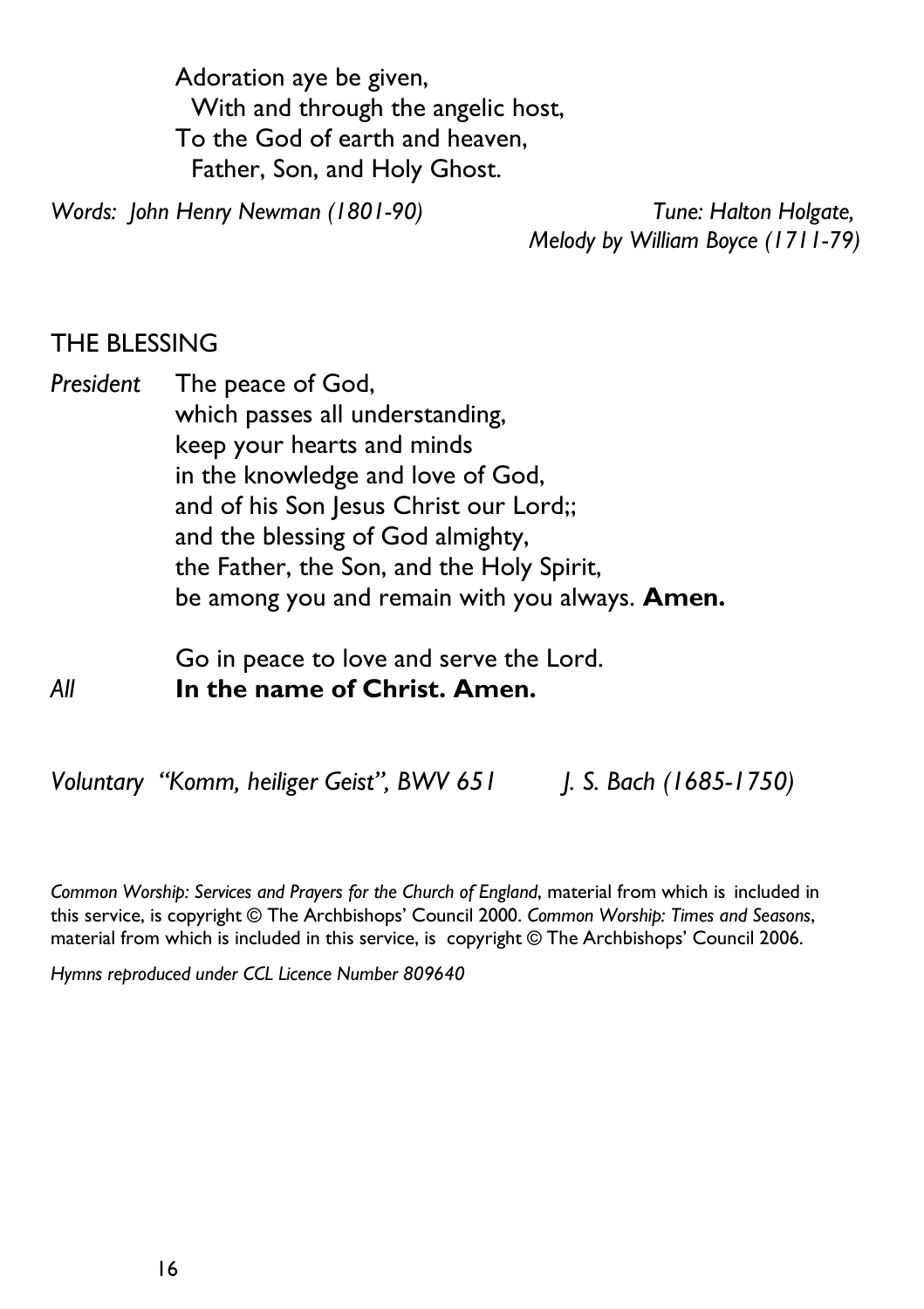Adoration aye be given,  
  With and through the angelic host,  
To the God of earth and heaven,  
  Father, Son, and Holy Ghost.

*Words: John Henry Newman (1801-90)* *Tune: Halton Holgate, Melody by William Boyce (1711-79)*

## THE BLESSING

*President* The peace of God,  
which passes all understanding,  
keep your hearts and minds  
in the knowledge and love of God,  
and of his Son Jesus Christ our Lord;;  
and the blessing of God almighty,  
the Father, the Son, and the Holy Spirit,  
be among you and remain with you always. **Amen.**

Go in peace to love and serve the Lord.  
*All* **In the name of Christ. Amen.**

*Voluntary "Komm, heiliger Geist", BWV 651* *J. S. Bach (1685-1750)*

*Common Worship: Services and Prayers for the Church of England*, material from which is included in this service, is copyright © The Archbishops' Council 2000. *Common Worship: Times and Seasons*, material from which is included in this service, is copyright © The Archbishops' Council 2006.

*Hymns reproduced under CCL Licence Number 809640*